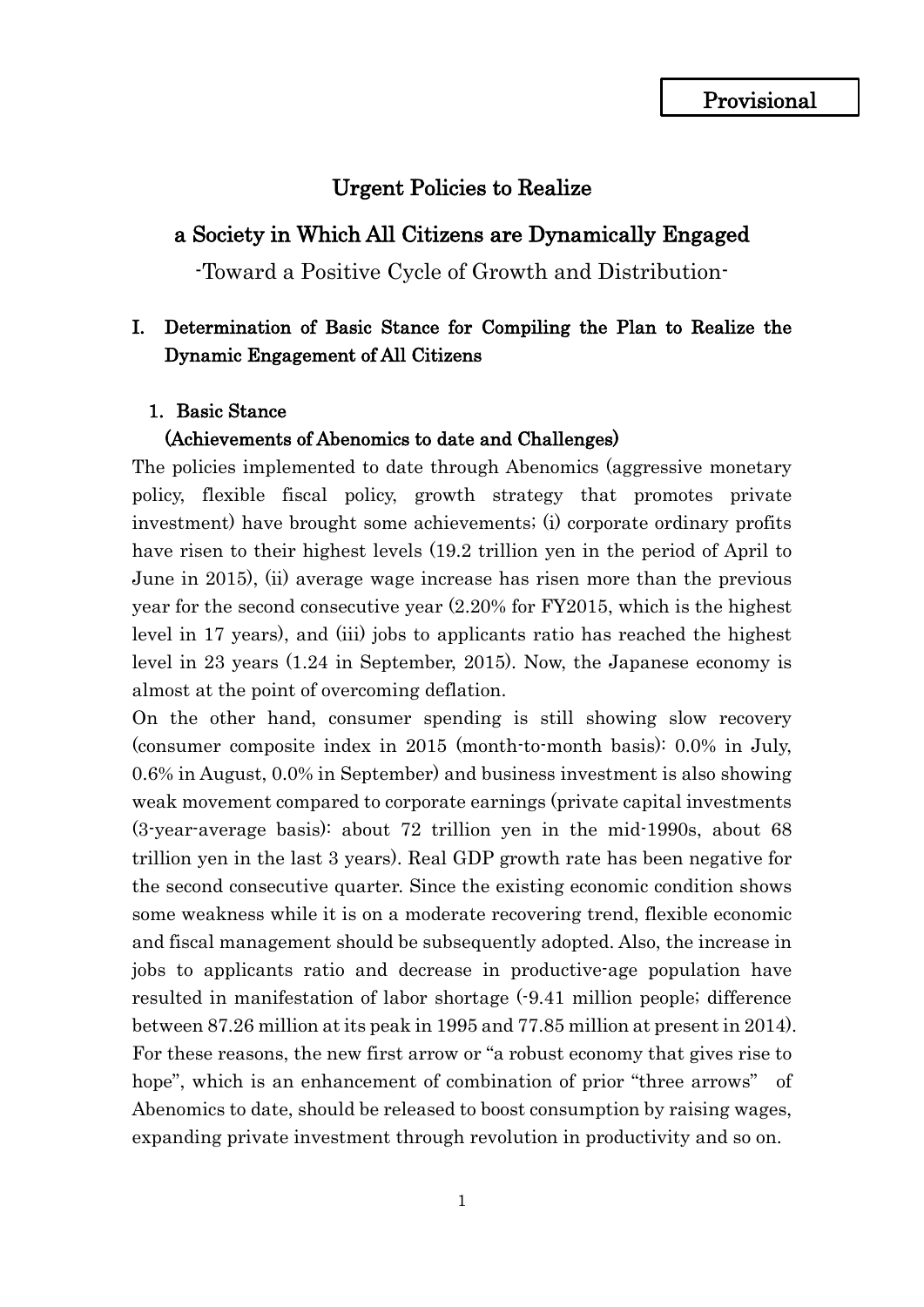Provisional

# Urgent Policies to Realize a Society in Which All Citizens are Dynamically Engaged

-Toward a Positive Cycle of Growth and Distribution-

## I. Determination of Basic Stance for Compiling the Plan to Realize the Dynamic Engagement of All Citizens

### 1. Basic Stance

#### (Achievements of Abenomics to date and Challenges)

The policies implemented to date through Abenomics (aggressive monetary policy, flexible fiscal policy, growth strategy that promotes private investment) have brought some achievements; (i) corporate ordinary profits have risen to their highest levels (19.2 trillion yen in the period of April to June in 2015), (ii) average wage increase has risen more than the previous year for the second consecutive year (2.20% for FY2015, which is the highest level in 17 years), and (iii) jobs to applicants ratio has reached the highest level in 23 years (1.24 in September, 2015). Now, the Japanese economy is almost at the point of overcoming deflation.

On the other hand, consumer spending is still showing slow recovery (consumer composite index in 2015 (month-to-month basis): 0.0% in July, 0.6% in August, 0.0% in September) and business investment is also showing weak movement compared to corporate earnings (private capital investments (3-year-average basis): about 72 trillion yen in the mid-1990s, about 68 trillion yen in the last 3 years). Real GDP growth rate has been negative for the second consecutive quarter. Since the existing economic condition shows some weakness while it is on a moderate recovering trend, flexible economic and fiscal management should be subsequently adopted. Also, the increase in jobs to applicants ratio and decrease in productive-age population have resulted in manifestation of labor shortage (-9.41 million people; difference between 87.26 million at its peak in 1995 and 77.85 million at present in 2014). For these reasons, the new first arrow or "a robust economy that gives rise to hope", which is an enhancement of combination of prior "three arrows" of Abenomics to date, should be released to boost consumption by raising wages, expanding private investment through revolution in productivity and so on.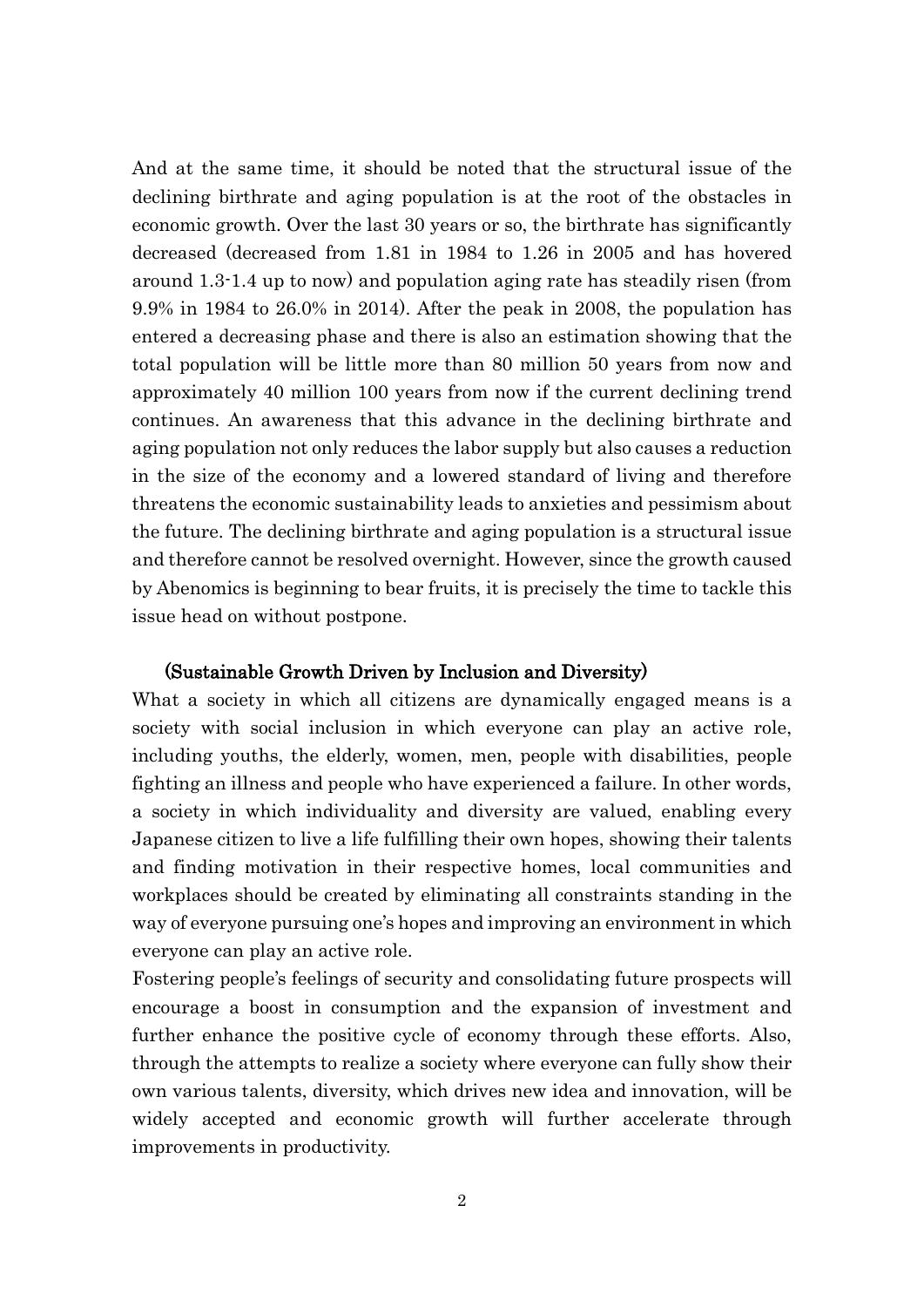And at the same time, it should be noted that the structural issue of the declining birthrate and aging population is at the root of the obstacles in economic growth. Over the last 30 years or so, the birthrate has significantly decreased (decreased from 1.81 in 1984 to 1.26 in 2005 and has hovered around 1.3-1.4 up to now) and population aging rate has steadily risen (from 9.9% in 1984 to 26.0% in 2014). After the peak in 2008, the population has entered a decreasing phase and there is also an estimation showing that the total population will be little more than 80 million 50 years from now and approximately 40 million 100 years from now if the current declining trend continues. An awareness that this advance in the declining birthrate and aging population not only reduces the labor supply but also causes a reduction in the size of the economy and a lowered standard of living and therefore threatens the economic sustainability leads to anxieties and pessimism about the future. The declining birthrate and aging population is a structural issue and therefore cannot be resolved overnight. However, since the growth caused by Abenomics is beginning to bear fruits, it is precisely the time to tackle this issue head on without postpone.

**(Sustainable Growth Driven by Inclusion and Diversity)**

What a society in which all citizens are dynamically engaged means is a society with social inclusion in which everyone can play an active role, including youths, the elderly, women, men, people with disabilities, people fighting an illness and people who have experienced a failure. In other words, a society in which individuality and diversity are valued, enabling every Japanese citizen to live a life fulfilling their own hopes, showing their talents and finding motivation in their respective homes, local communities and workplaces should be created by eliminating all constraints standing in the way of everyone pursuing one's hopes and improving an environment in which everyone can play an active role.

Fostering people's feelings of security and consolidating future prospects will encourage a boost in consumption and the expansion of investment and further enhance the positive cycle of economy through these efforts. Also, through the attempts to realize a society where everyone can fully show their own various talents, diversity, which drives new idea and innovation, will be widely accepted and economic growth will further accelerate through improvements in productivity.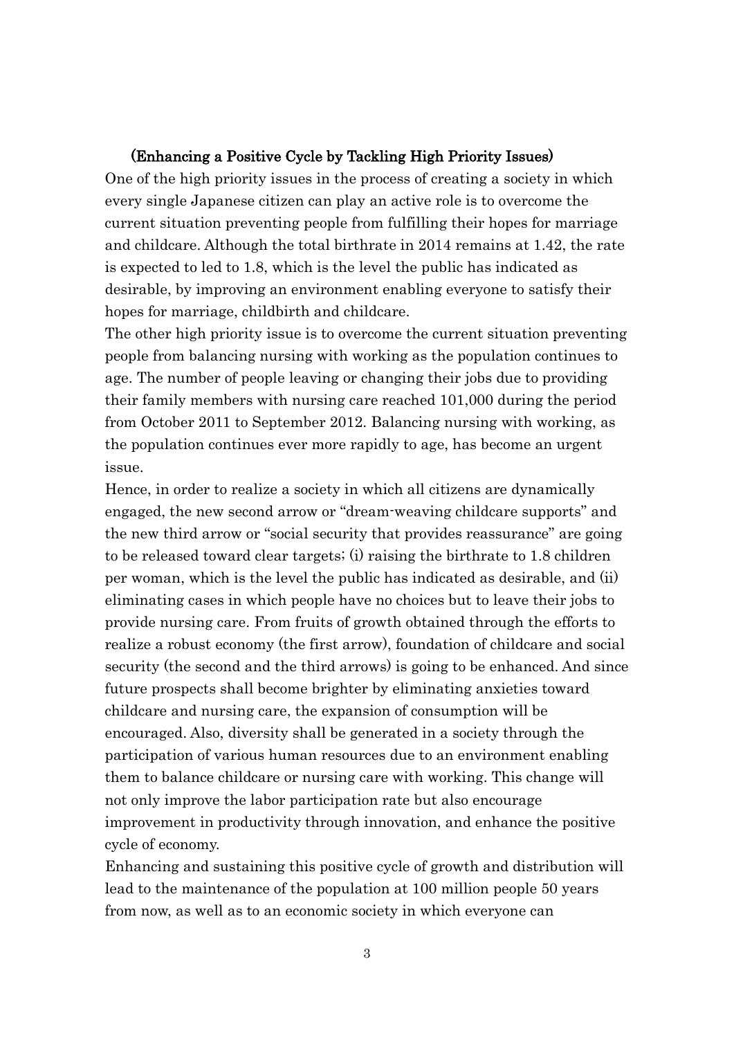### (Enhancing a Positive Cycle by Tackling High Priority Issues)

One of the high priority issues in the process of creating a society in which every single Japanese citizen can play an active role is to overcome the current situation preventing people from fulfilling their hopes for marriage and childcare. Although the total birthrate in 2014 remains at 1.42, the rate is expected to led to 1.8, which is the level the public has indicated as desirable, by improving an environment enabling everyone to satisfy their hopes for marriage, childbirth and childcare.

The other high priority issue is to overcome the current situation preventing people from balancing nursing with working as the population continues to age. The number of people leaving or changing their jobs due to providing their family members with nursing care reached 101,000 during the period from October 2011 to September 2012. Balancing nursing with working, as the population continues ever more rapidly to age, has become an urgent issue.

Hence, in order to realize a society in which all citizens are dynamically engaged, the new second arrow or "dream-weaving childcare supports" and the new third arrow or "social security that provides reassurance" are going to be released toward clear targets; (i) raising the birthrate to 1.8 children per woman, which is the level the public has indicated as desirable, and (ii) eliminating cases in which people have no choices but to leave their jobs to provide nursing care. From fruits of growth obtained through the efforts to realize a robust economy (the first arrow), foundation of childcare and social security (the second and the third arrows) is going to be enhanced. And since future prospects shall become brighter by eliminating anxieties toward childcare and nursing care, the expansion of consumption will be encouraged. Also, diversity shall be generated in a society through the participation of various human resources due to an environment enabling them to balance childcare or nursing care with working. This change will not only improve the labor participation rate but also encourage improvement in productivity through innovation, and enhance the positive cycle of economy.

Enhancing and sustaining this positive cycle of growth and distribution will lead to the maintenance of the population at 100 million people 50 years from now, as well as to an economic society in which everyone can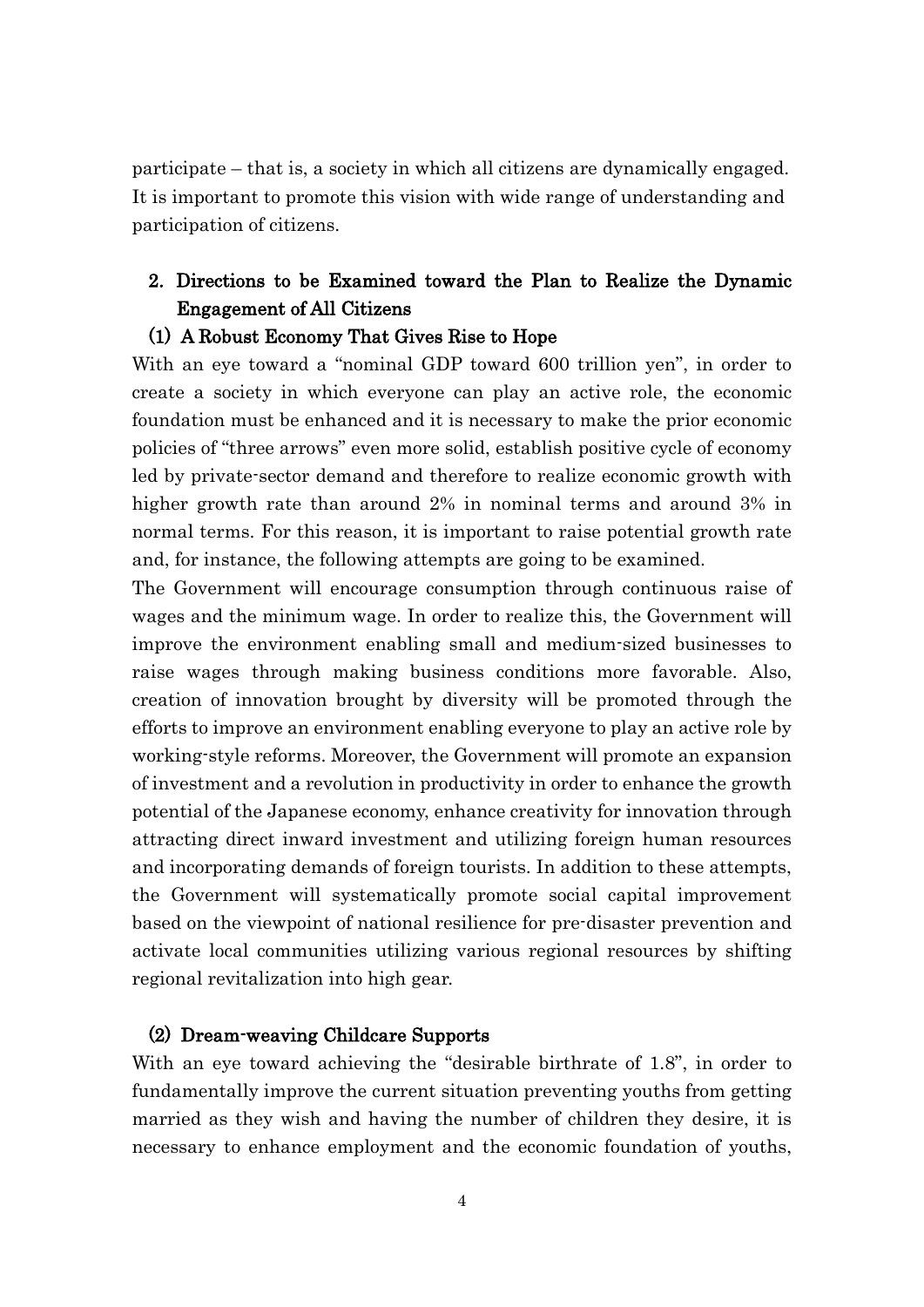participate – that is, a society in which all citizens are dynamically engaged. It is important to promote this vision with wide range of understanding and participation of citizens.

## 2. Directions to be Examined toward the Plan to Realize the Dynamic Engagement of All Citizens

### (1) A Robust Economy That Gives Rise to Hope

With an eye toward a "nominal GDP toward 600 trillion yen", in order to create a society in which everyone can play an active role, the economic foundation must be enhanced and it is necessary to make the prior economic policies of "three arrows" even more solid, establish positive cycle of economy led by private-sector demand and therefore to realize economic growth with higher growth rate than around 2% in nominal terms and around 3% in normal terms. For this reason, it is important to raise potential growth rate and, for instance, the following attempts are going to be examined.

The Government will encourage consumption through continuous raise of wages and the minimum wage. In order to realize this, the Government will improve the environment enabling small and medium-sized businesses to raise wages through making business conditions more favorable. Also, creation of innovation brought by diversity will be promoted through the efforts to improve an environment enabling everyone to play an active role by working-style reforms. Moreover, the Government will promote an expansion of investment and a revolution in productivity in order to enhance the growth potential of the Japanese economy, enhance creativity for innovation through attracting direct inward investment and utilizing foreign human resources and incorporating demands of foreign tourists. In addition to these attempts, the Government will systematically promote social capital improvement based on the viewpoint of national resilience for pre-disaster prevention and activate local communities utilizing various regional resources by shifting regional revitalization into high gear.

### (2) Dream-weaving Childcare Supports

With an eye toward achieving the "desirable birthrate of 1.8", in order to fundamentally improve the current situation preventing youths from getting married as they wish and having the number of children they desire, it is necessary to enhance employment and the economic foundation of youths,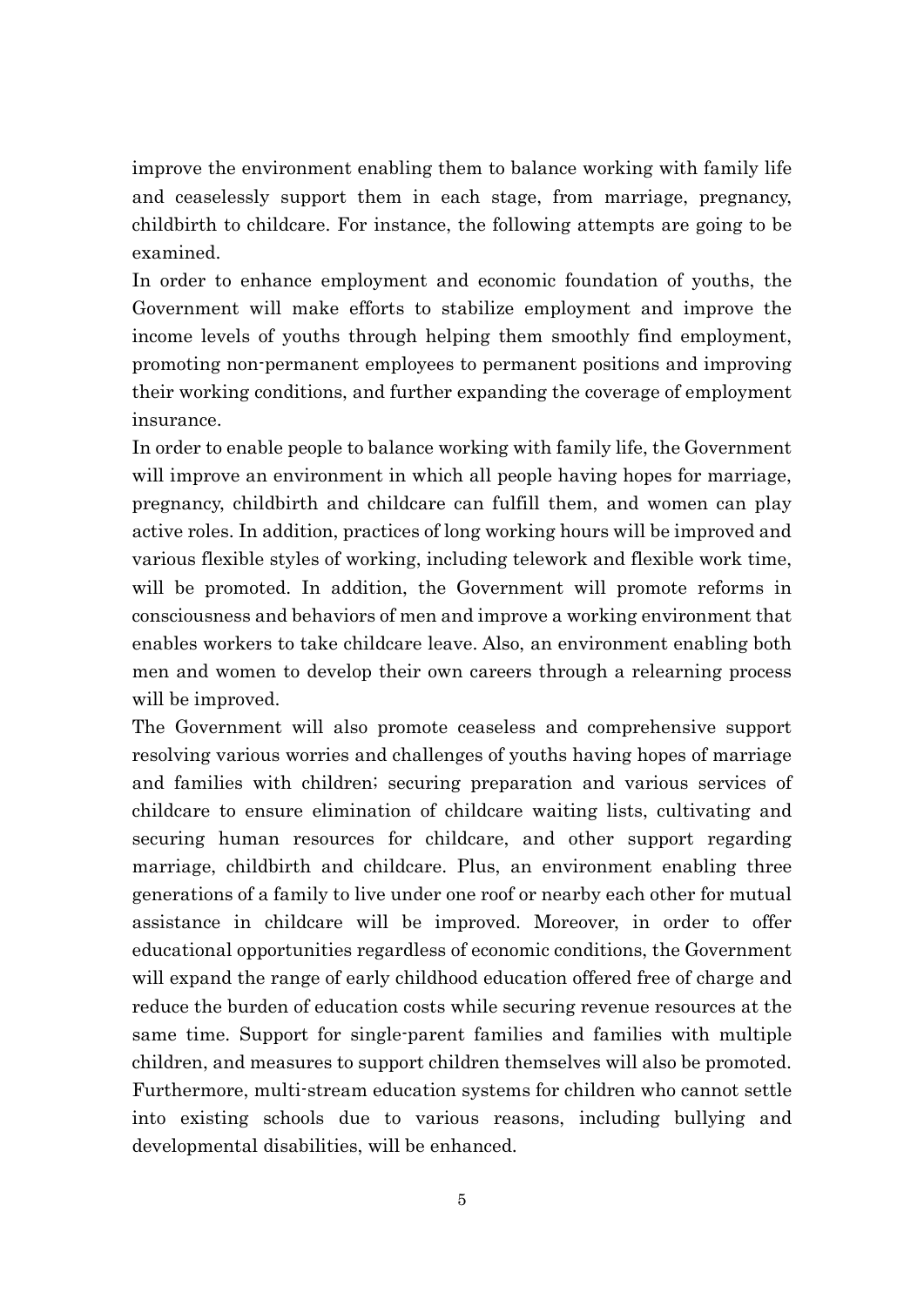improve the environment enabling them to balance working with family life and ceaselessly support them in each stage, from marriage, pregnancy, childbirth to childcare. For instance, the following attempts are going to be examined.

In order to enhance employment and economic foundation of youths, the Government will make efforts to stabilize employment and improve the income levels of youths through helping them smoothly find employment, promoting non-permanent employees to permanent positions and improving their working conditions, and further expanding the coverage of employment insurance.

In order to enable people to balance working with family life, the Government will improve an environment in which all people having hopes for marriage, pregnancy, childbirth and childcare can fulfill them, and women can play active roles. In addition, practices of long working hours will be improved and various flexible styles of working, including telework and flexible work time, will be promoted. In addition, the Government will promote reforms in consciousness and behaviors of men and improve a working environment that enables workers to take childcare leave. Also, an environment enabling both men and women to develop their own careers through a relearning process will be improved.

The Government will also promote ceaseless and comprehensive support resolving various worries and challenges of youths having hopes of marriage and families with children; securing preparation and various services of childcare to ensure elimination of childcare waiting lists, cultivating and securing human resources for childcare, and other support regarding marriage, childbirth and childcare. Plus, an environment enabling three generations of a family to live under one roof or nearby each other for mutual assistance in childcare will be improved. Moreover, in order to offer educational opportunities regardless of economic conditions, the Government will expand the range of early childhood education offered free of charge and reduce the burden of education costs while securing revenue resources at the same time. Support for single-parent families and families with multiple children, and measures to support children themselves will also be promoted. Furthermore, multi-stream education systems for children who cannot settle into existing schools due to various reasons, including bullying and developmental disabilities, will be enhanced.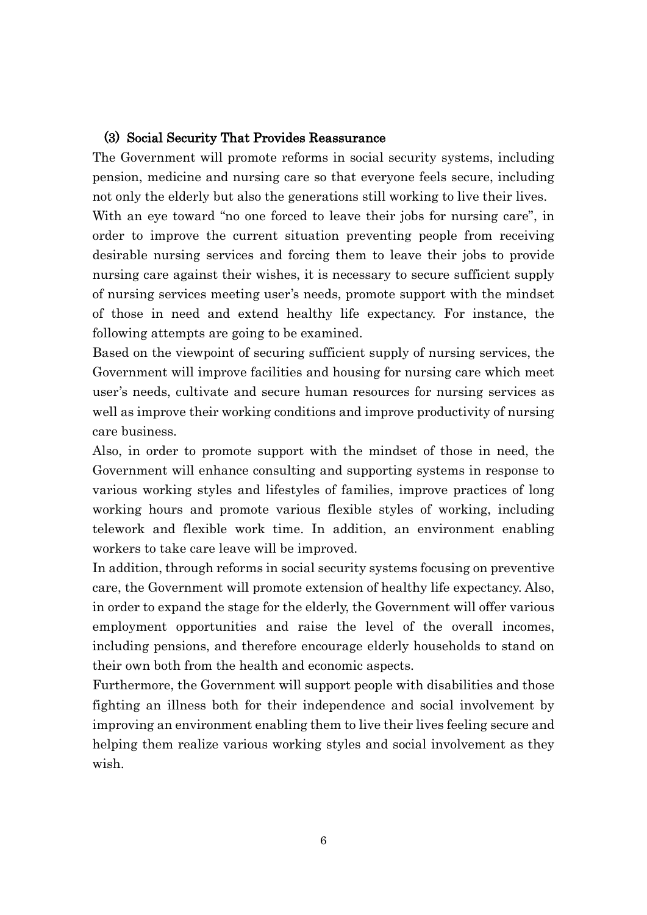### (3) Social Security That Provides Reassurance

The Government will promote reforms in social security systems, including pension, medicine and nursing care so that everyone feels secure, including not only the elderly but also the generations still working to live their lives.

With an eye toward "no one forced to leave their jobs for nursing care", in order to improve the current situation preventing people from receiving desirable nursing services and forcing them to leave their jobs to provide nursing care against their wishes, it is necessary to secure sufficient supply of nursing services meeting user's needs, promote support with the mindset of those in need and extend healthy life expectancy. For instance, the following attempts are going to be examined.

Based on the viewpoint of securing sufficient supply of nursing services, the Government will improve facilities and housing for nursing care which meet user's needs, cultivate and secure human resources for nursing services as well as improve their working conditions and improve productivity of nursing care business.

Also, in order to promote support with the mindset of those in need, the Government will enhance consulting and supporting systems in response to various working styles and lifestyles of families, improve practices of long working hours and promote various flexible styles of working, including telework and flexible work time. In addition, an environment enabling workers to take care leave will be improved.

In addition, through reforms in social security systems focusing on preventive care, the Government will promote extension of healthy life expectancy. Also, in order to expand the stage for the elderly, the Government will offer various employment opportunities and raise the level of the overall incomes, including pensions, and therefore encourage elderly households to stand on their own both from the health and economic aspects.

Furthermore, the Government will support people with disabilities and those fighting an illness both for their independence and social involvement by improving an environment enabling them to live their lives feeling secure and helping them realize various working styles and social involvement as they wish.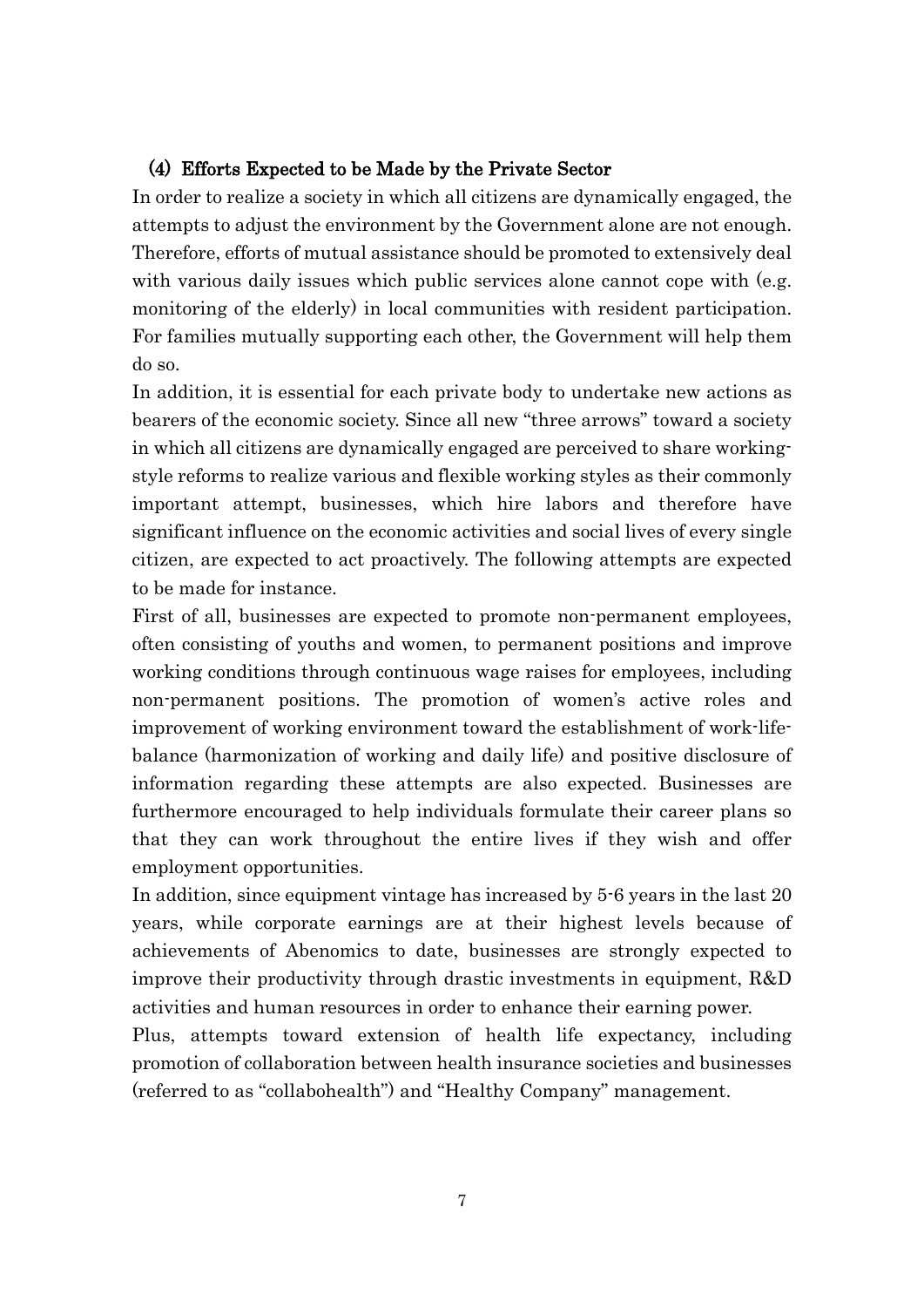### (4) Efforts Expected to be Made by the Private Sector

In order to realize a society in which all citizens are dynamically engaged, the attempts to adjust the environment by the Government alone are not enough. Therefore, efforts of mutual assistance should be promoted to extensively deal with various daily issues which public services alone cannot cope with (e.g. monitoring of the elderly) in local communities with resident participation. For families mutually supporting each other, the Government will help them do so.

In addition, it is essential for each private body to undertake new actions as bearers of the economic society. Since all new "three arrows" toward a society in which all citizens are dynamically engaged are perceived to share working-style reforms to realize various and flexible working styles as their commonly important attempt, businesses, which hire labors and therefore have significant influence on the economic activities and social lives of every single citizen, are expected to act proactively. The following attempts are expected to be made for instance.

First of all, businesses are expected to promote non-permanent employees, often consisting of youths and women, to permanent positions and improve working conditions through continuous wage raises for employees, including non-permanent positions. The promotion of women's active roles and improvement of working environment toward the establishment of work-life-balance (harmonization of working and daily life) and positive disclosure of information regarding these attempts are also expected. Businesses are furthermore encouraged to help individuals formulate their career plans so that they can work throughout the entire lives if they wish and offer employment opportunities.

In addition, since equipment vintage has increased by 5-6 years in the last 20 years, while corporate earnings are at their highest levels because of achievements of Abenomics to date, businesses are strongly expected to improve their productivity through drastic investments in equipment, R&D activities and human resources in order to enhance their earning power.

Plus, attempts toward extension of health life expectancy, including promotion of collaboration between health insurance societies and businesses (referred to as "collabohealth") and "Healthy Company" management.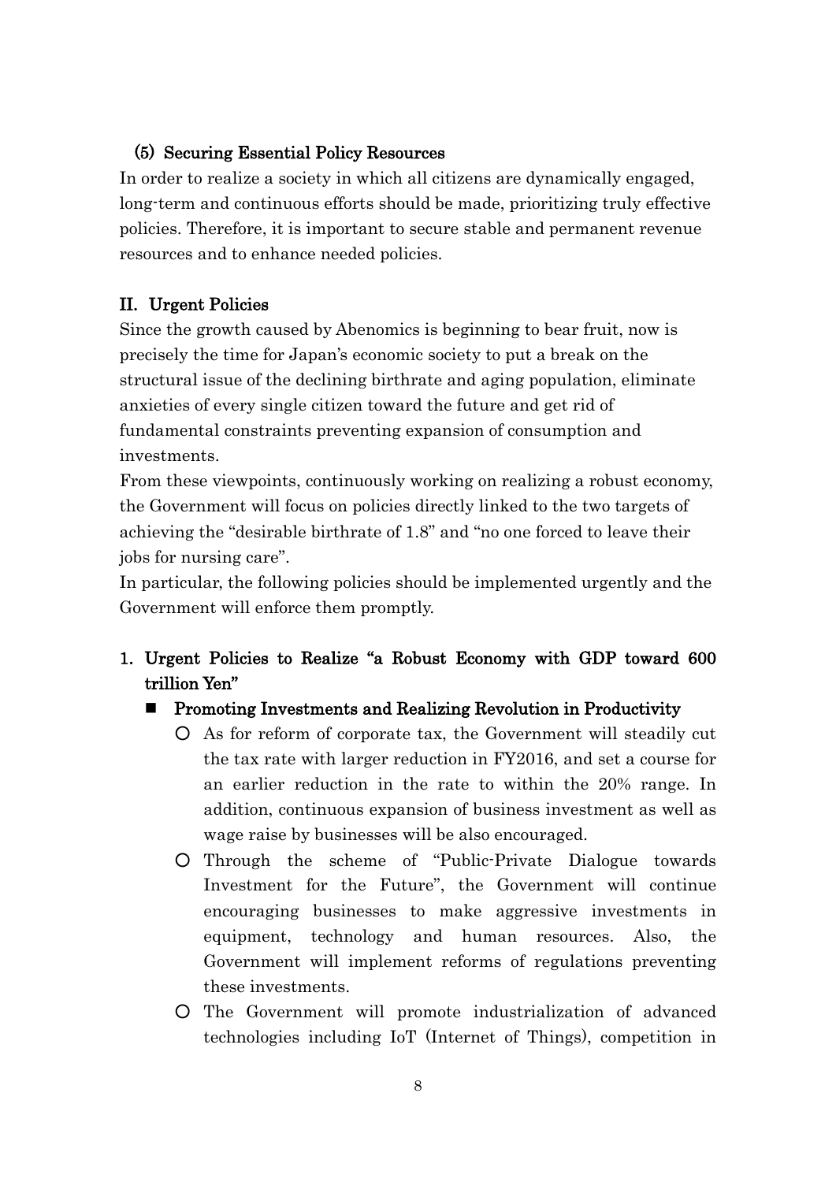### (5) Securing Essential Policy Resources

In order to realize a society in which all citizens are dynamically engaged, long-term and continuous efforts should be made, prioritizing truly effective policies. Therefore, it is important to secure stable and permanent revenue resources and to enhance needed policies.

## II. Urgent Policies

Since the growth caused by Abenomics is beginning to bear fruit, now is precisely the time for Japan's economic society to put a break on the structural issue of the declining birthrate and aging population, eliminate anxieties of every single citizen toward the future and get rid of fundamental constraints preventing expansion of consumption and investments.

From these viewpoints, continuously working on realizing a robust economy, the Government will focus on policies directly linked to the two targets of achieving the "desirable birthrate of 1.8" and "no one forced to leave their jobs for nursing care".

In particular, the following policies should be implemented urgently and the Government will enforce them promptly.

### 1. Urgent Policies to Realize "a Robust Economy with GDP toward 600 trillion Yen"

- **Promoting Investments and Realizing Revolution in Productivity**
  - As for reform of corporate tax, the Government will steadily cut the tax rate with larger reduction in FY2016, and set a course for an earlier reduction in the rate to within the 20% range. In addition, continuous expansion of business investment as well as wage raise by businesses will be also encouraged.
  - Through the scheme of "Public-Private Dialogue towards Investment for the Future", the Government will continue encouraging businesses to make aggressive investments in equipment, technology and human resources. Also, the Government will implement reforms of regulations preventing these investments.
  - The Government will promote industrialization of advanced technologies including IoT (Internet of Things), competition in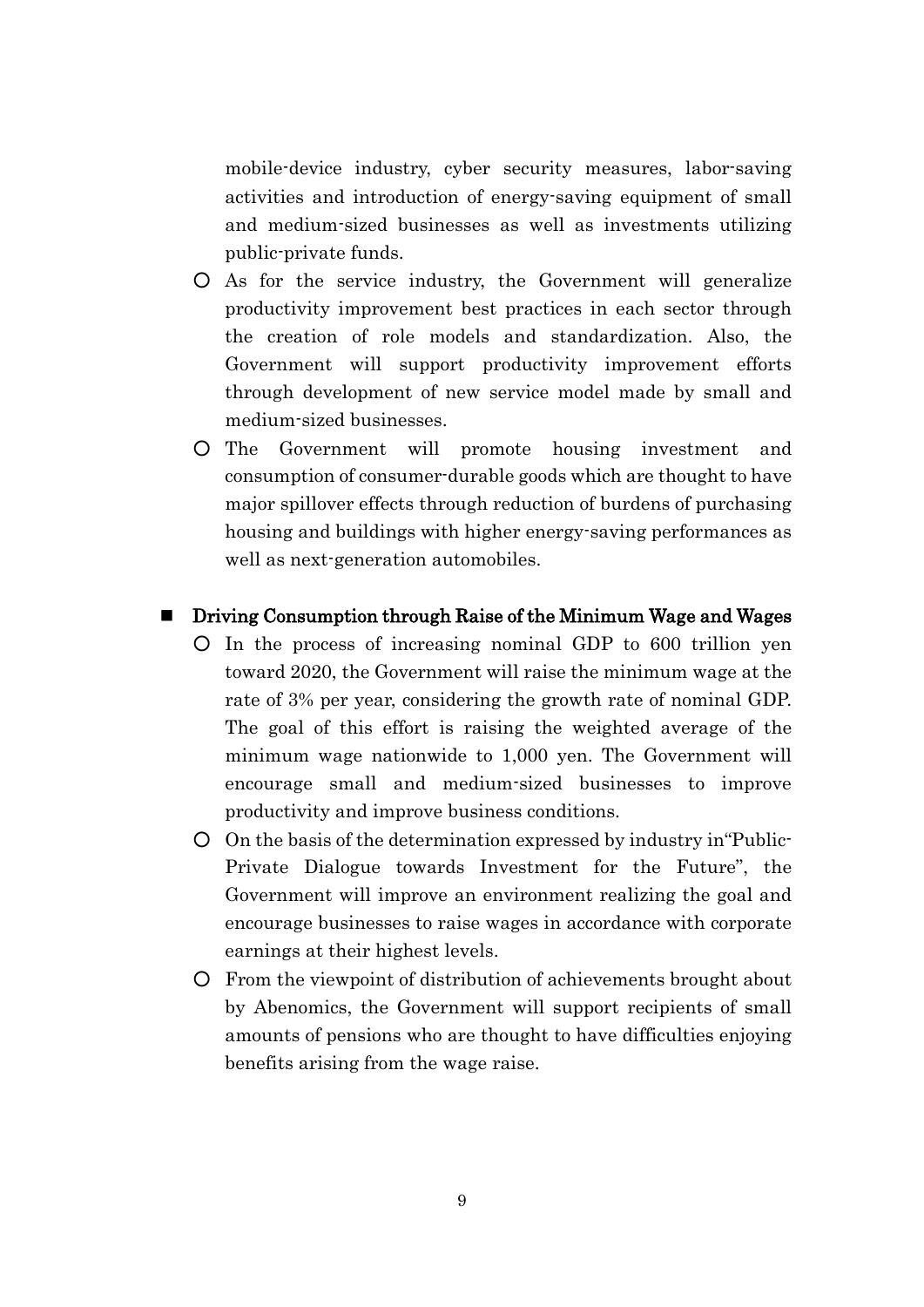mobile-device industry, cyber security measures, labor-saving activities and introduction of energy-saving equipment of small and medium-sized businesses as well as investments utilizing public-private funds.

- As for the service industry, the Government will generalize productivity improvement best practices in each sector through the creation of role models and standardization. Also, the Government will support productivity improvement efforts through development of new service model made by small and medium-sized businesses.
- The Government will promote housing investment and consumption of consumer-durable goods which are thought to have major spillover effects through reduction of burdens of purchasing housing and buildings with higher energy-saving performances as well as next-generation automobiles.

## Driving Consumption through Raise of the Minimum Wage and Wages

- In the process of increasing nominal GDP to 600 trillion yen toward 2020, the Government will raise the minimum wage at the rate of 3% per year, considering the growth rate of nominal GDP. The goal of this effort is raising the weighted average of the minimum wage nationwide to 1,000 yen. The Government will encourage small and medium-sized businesses to improve productivity and improve business conditions.
- On the basis of the determination expressed by industry in"Public-Private Dialogue towards Investment for the Future", the Government will improve an environment realizing the goal and encourage businesses to raise wages in accordance with corporate earnings at their highest levels.
- From the viewpoint of distribution of achievements brought about by Abenomics, the Government will support recipients of small amounts of pensions who are thought to have difficulties enjoying benefits arising from the wage raise.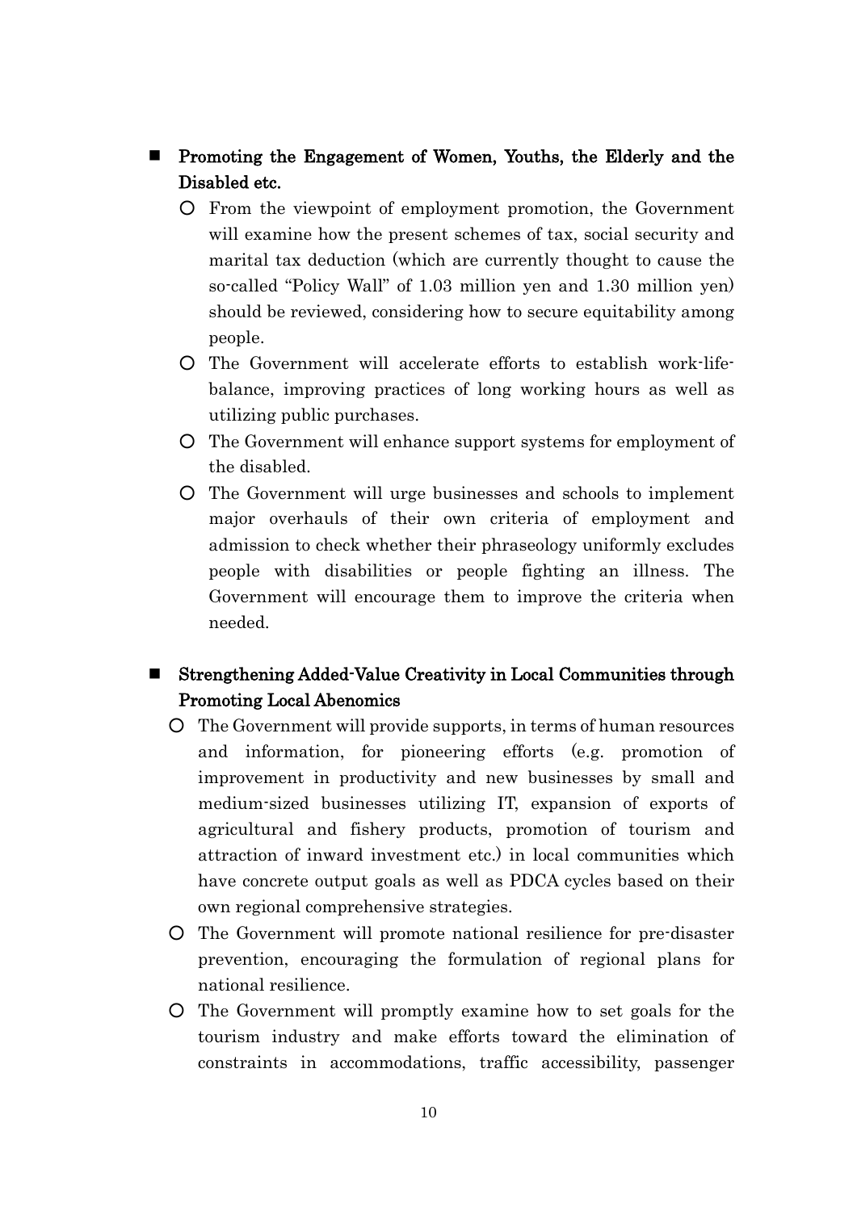- **Promoting the Engagement of Women, Youths, the Elderly and the Disabled etc.**
  - From the viewpoint of employment promotion, the Government will examine how the present schemes of tax, social security and marital tax deduction (which are currently thought to cause the so-called "Policy Wall" of 1.03 million yen and 1.30 million yen) should be reviewed, considering how to secure equitability among people.
  - The Government will accelerate efforts to establish work-life-balance, improving practices of long working hours as well as utilizing public purchases.
  - The Government will enhance support systems for employment of the disabled.
  - The Government will urge businesses and schools to implement major overhauls of their own criteria of employment and admission to check whether their phraseology uniformly excludes people with disabilities or people fighting an illness. The Government will encourage them to improve the criteria when needed.

- **Strengthening Added-Value Creativity in Local Communities through Promoting Local Abenomics**
  - The Government will provide supports, in terms of human resources and information, for pioneering efforts (e.g. promotion of improvement in productivity and new businesses by small and medium-sized businesses utilizing IT, expansion of exports of agricultural and fishery products, promotion of tourism and attraction of inward investment etc.) in local communities which have concrete output goals as well as PDCA cycles based on their own regional comprehensive strategies.
  - The Government will promote national resilience for pre-disaster prevention, encouraging the formulation of regional plans for national resilience.
  - The Government will promptly examine how to set goals for the tourism industry and make efforts toward the elimination of constraints in accommodations, traffic accessibility, passenger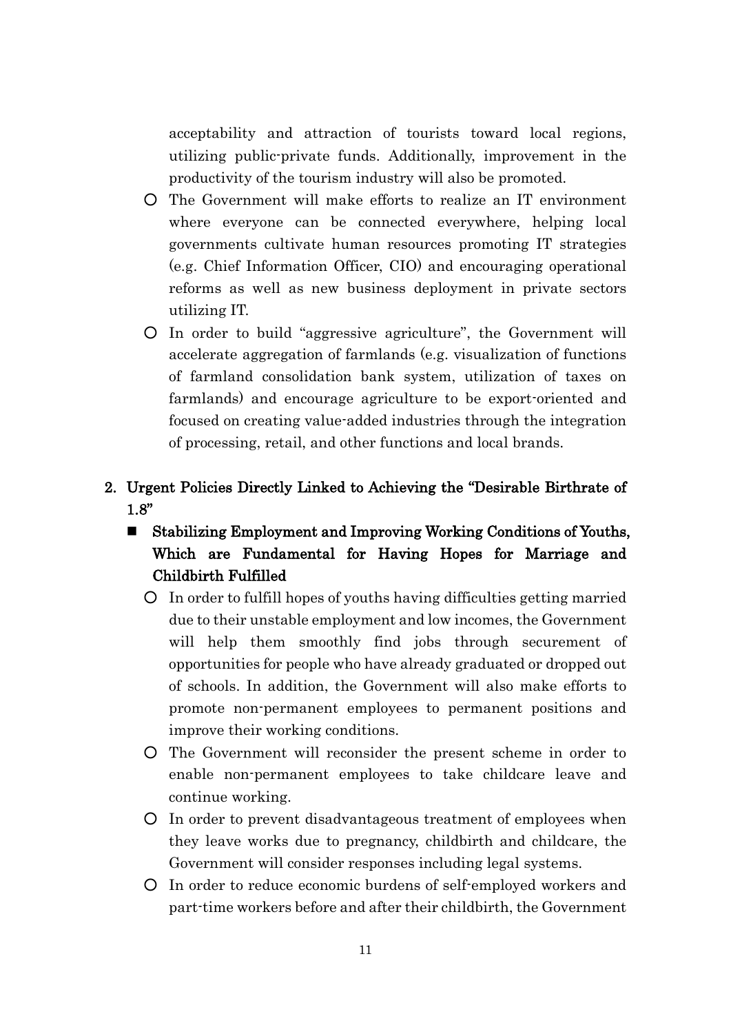acceptability and attraction of tourists toward local regions, utilizing public-private funds. Additionally, improvement in the productivity of the tourism industry will also be promoted.

- The Government will make efforts to realize an IT environment where everyone can be connected everywhere, helping local governments cultivate human resources promoting IT strategies (e.g. Chief Information Officer, CIO) and encouraging operational reforms as well as new business deployment in private sectors utilizing IT.
- In order to build "aggressive agriculture", the Government will accelerate aggregation of farmlands (e.g. visualization of functions of farmland consolidation bank system, utilization of taxes on farmlands) and encourage agriculture to be export-oriented and focused on creating value-added industries through the integration of processing, retail, and other functions and local brands.

## 2. Urgent Policies Directly Linked to Achieving the "Desirable Birthrate of 1.8"

### Stabilizing Employment and Improving Working Conditions of Youths, Which are Fundamental for Having Hopes for Marriage and Childbirth Fulfilled

- In order to fulfill hopes of youths having difficulties getting married due to their unstable employment and low incomes, the Government will help them smoothly find jobs through securement of opportunities for people who have already graduated or dropped out of schools. In addition, the Government will also make efforts to promote non-permanent employees to permanent positions and improve their working conditions.
- The Government will reconsider the present scheme in order to enable non-permanent employees to take childcare leave and continue working.
- In order to prevent disadvantageous treatment of employees when they leave works due to pregnancy, childbirth and childcare, the Government will consider responses including legal systems.
- In order to reduce economic burdens of self-employed workers and part-time workers before and after their childbirth, the Government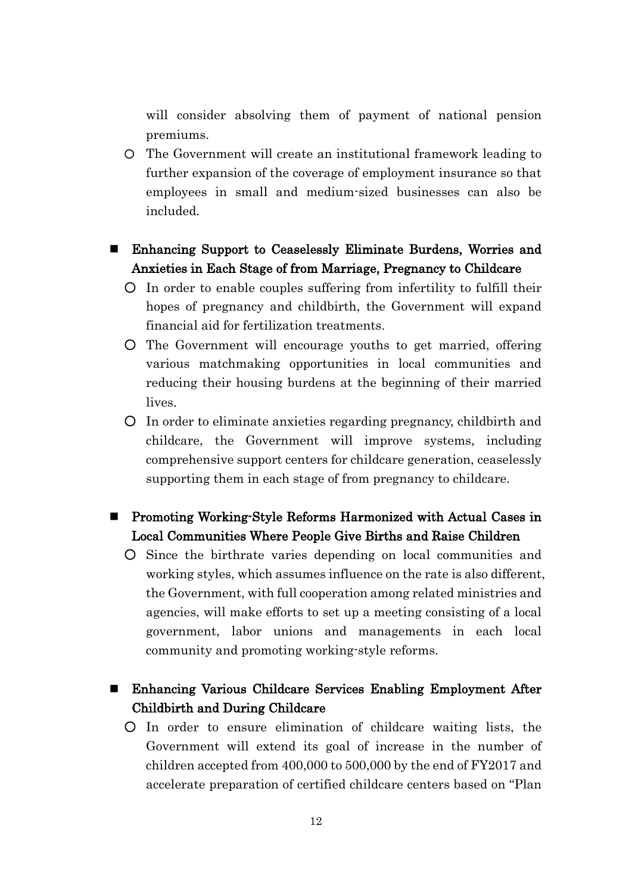will consider absolving them of payment of national pension premiums.

- The Government will create an institutional framework leading to further expansion of the coverage of employment insurance so that employees in small and medium-sized businesses can also be included.

## ■ Enhancing Support to Ceaselessly Eliminate Burdens, Worries and Anxieties in Each Stage of from Marriage, Pregnancy to Childcare

- In order to enable couples suffering from infertility to fulfill their hopes of pregnancy and childbirth, the Government will expand financial aid for fertilization treatments.
- The Government will encourage youths to get married, offering various matchmaking opportunities in local communities and reducing their housing burdens at the beginning of their married lives.
- In order to eliminate anxieties regarding pregnancy, childbirth and childcare, the Government will improve systems, including comprehensive support centers for childcare generation, ceaselessly supporting them in each stage of from pregnancy to childcare.

## ■ Promoting Working-Style Reforms Harmonized with Actual Cases in Local Communities Where People Give Births and Raise Children

- Since the birthrate varies depending on local communities and working styles, which assumes influence on the rate is also different, the Government, with full cooperation among related ministries and agencies, will make efforts to set up a meeting consisting of a local government, labor unions and managements in each local community and promoting working-style reforms.

## ■ Enhancing Various Childcare Services Enabling Employment After Childbirth and During Childcare

- In order to ensure elimination of childcare waiting lists, the Government will extend its goal of increase in the number of children accepted from 400,000 to 500,000 by the end of FY2017 and accelerate preparation of certified childcare centers based on "Plan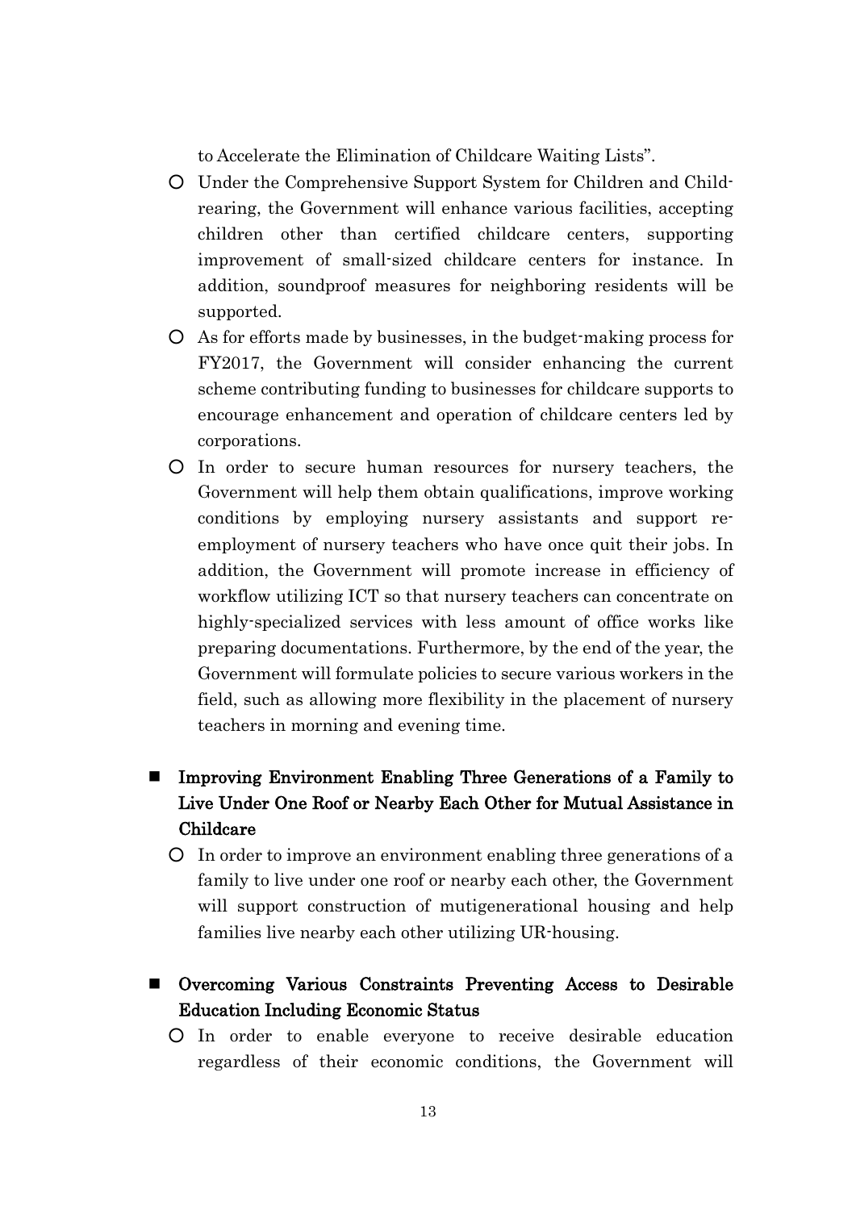to Accelerate the Elimination of Childcare Waiting Lists".

- Under the Comprehensive Support System for Children and Child-rearing, the Government will enhance various facilities, accepting children other than certified childcare centers, supporting improvement of small-sized childcare centers for instance. In addition, soundproof measures for neighboring residents will be supported.
- As for efforts made by businesses, in the budget-making process for FY2017, the Government will consider enhancing the current scheme contributing funding to businesses for childcare supports to encourage enhancement and operation of childcare centers led by corporations.
- In order to secure human resources for nursery teachers, the Government will help them obtain qualifications, improve working conditions by employing nursery assistants and support re-employment of nursery teachers who have once quit their jobs. In addition, the Government will promote increase in efficiency of workflow utilizing ICT so that nursery teachers can concentrate on highly-specialized services with less amount of office works like preparing documentations. Furthermore, by the end of the year, the Government will formulate policies to secure various workers in the field, such as allowing more flexibility in the placement of nursery teachers in morning and evening time.

## ■ Improving Environment Enabling Three Generations of a Family to Live Under One Roof or Nearby Each Other for Mutual Assistance in Childcare

- In order to improve an environment enabling three generations of a family to live under one roof or nearby each other, the Government will support construction of mutigenerational housing and help families live nearby each other utilizing UR-housing.

## ■ Overcoming Various Constraints Preventing Access to Desirable Education Including Economic Status

- In order to enable everyone to receive desirable education regardless of their economic conditions, the Government will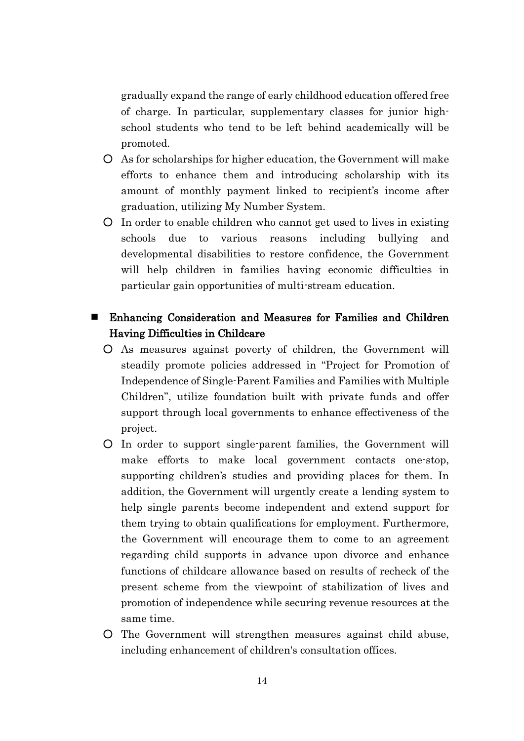gradually expand the range of early childhood education offered free of charge. In particular, supplementary classes for junior high-school students who tend to be left behind academically will be promoted.

- As for scholarships for higher education, the Government will make efforts to enhance them and introducing scholarship with its amount of monthly payment linked to recipient's income after graduation, utilizing My Number System.
- In order to enable children who cannot get used to lives in existing schools due to various reasons including bullying and developmental disabilities to restore confidence, the Government will help children in families having economic difficulties in particular gain opportunities of multi-stream education.

## Enhancing Consideration and Measures for Families and Children Having Difficulties in Childcare

- As measures against poverty of children, the Government will steadily promote policies addressed in "Project for Promotion of Independence of Single-Parent Families and Families with Multiple Children", utilize foundation built with private funds and offer support through local governments to enhance effectiveness of the project.
- In order to support single-parent families, the Government will make efforts to make local government contacts one-stop, supporting children's studies and providing places for them. In addition, the Government will urgently create a lending system to help single parents become independent and extend support for them trying to obtain qualifications for employment. Furthermore, the Government will encourage them to come to an agreement regarding child supports in advance upon divorce and enhance functions of childcare allowance based on results of recheck of the present scheme from the viewpoint of stabilization of lives and promotion of independence while securing revenue resources at the same time.
- The Government will strengthen measures against child abuse, including enhancement of children's consultation offices.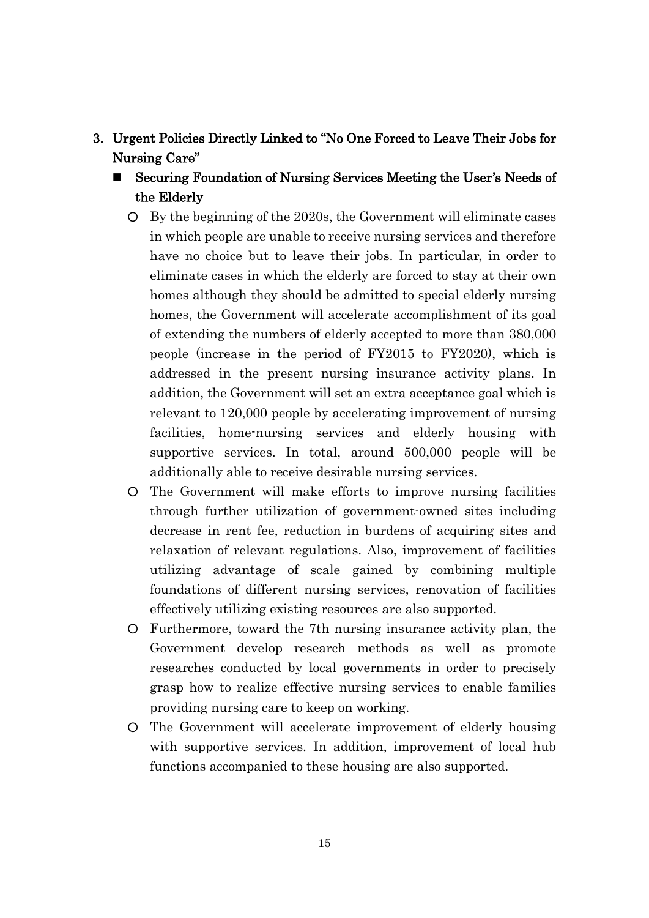## 3. Urgent Policies Directly Linked to "No One Forced to Leave Their Jobs for Nursing Care"

### ■ Securing Foundation of Nursing Services Meeting the User's Needs of the Elderly

- By the beginning of the 2020s, the Government will eliminate cases in which people are unable to receive nursing services and therefore have no choice but to leave their jobs. In particular, in order to eliminate cases in which the elderly are forced to stay at their own homes although they should be admitted to special elderly nursing homes, the Government will accelerate accomplishment of its goal of extending the numbers of elderly accepted to more than 380,000 people (increase in the period of FY2015 to FY2020), which is addressed in the present nursing insurance activity plans. In addition, the Government will set an extra acceptance goal which is relevant to 120,000 people by accelerating improvement of nursing facilities, home-nursing services and elderly housing with supportive services. In total, around 500,000 people will be additionally able to receive desirable nursing services.
- The Government will make efforts to improve nursing facilities through further utilization of government-owned sites including decrease in rent fee, reduction in burdens of acquiring sites and relaxation of relevant regulations. Also, improvement of facilities utilizing advantage of scale gained by combining multiple foundations of different nursing services, renovation of facilities effectively utilizing existing resources are also supported.
- Furthermore, toward the 7th nursing insurance activity plan, the Government develop research methods as well as promote researches conducted by local governments in order to precisely grasp how to realize effective nursing services to enable families providing nursing care to keep on working.
- The Government will accelerate improvement of elderly housing with supportive services. In addition, improvement of local hub functions accompanied to these housing are also supported.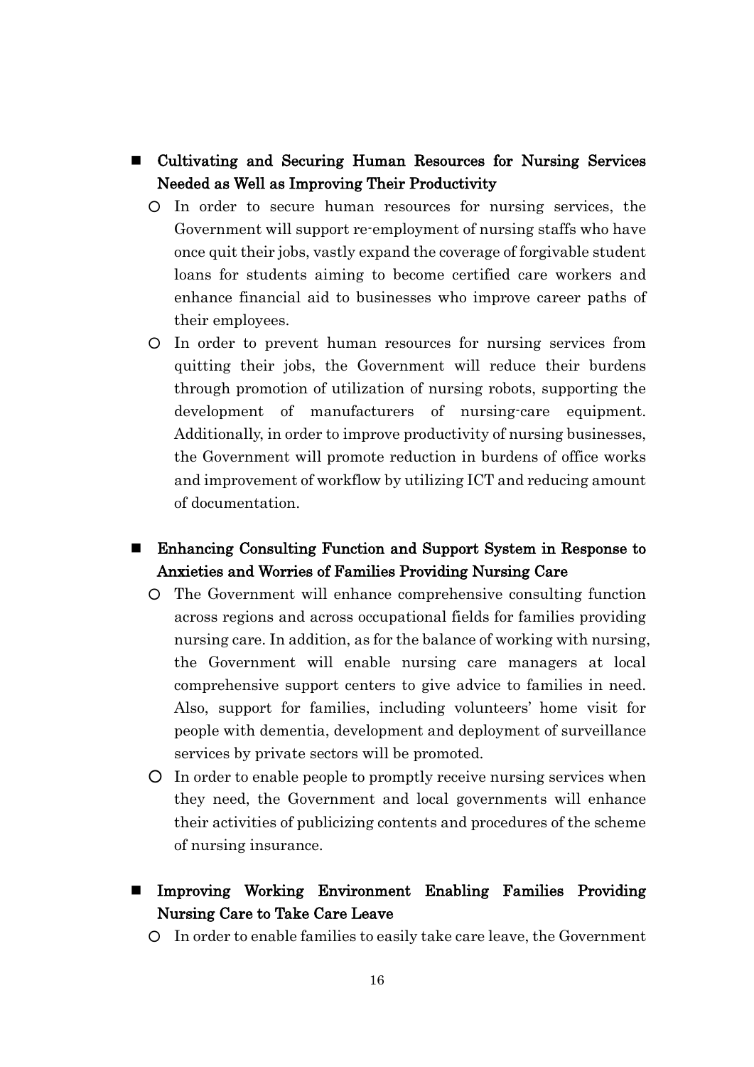- **Cultivating and Securing Human Resources for Nursing Services Needed as Well as Improving Their Productivity**
  - In order to secure human resources for nursing services, the Government will support re-employment of nursing staffs who have once quit their jobs, vastly expand the coverage of forgivable student loans for students aiming to become certified care workers and enhance financial aid to businesses who improve career paths of their employees.
  - In order to prevent human resources for nursing services from quitting their jobs, the Government will reduce their burdens through promotion of utilization of nursing robots, supporting the development of manufacturers of nursing-care equipment. Additionally, in order to improve productivity of nursing businesses, the Government will promote reduction in burdens of office works and improvement of workflow by utilizing ICT and reducing amount of documentation.

- **Enhancing Consulting Function and Support System in Response to Anxieties and Worries of Families Providing Nursing Care**
  - The Government will enhance comprehensive consulting function across regions and across occupational fields for families providing nursing care. In addition, as for the balance of working with nursing, the Government will enable nursing care managers at local comprehensive support centers to give advice to families in need. Also, support for families, including volunteers' home visit for people with dementia, development and deployment of surveillance services by private sectors will be promoted.
  - In order to enable people to promptly receive nursing services when they need, the Government and local governments will enhance their activities of publicizing contents and procedures of the scheme of nursing insurance.

- **Improving Working Environment Enabling Families Providing Nursing Care to Take Care Leave**
  - In order to enable families to easily take care leave, the Government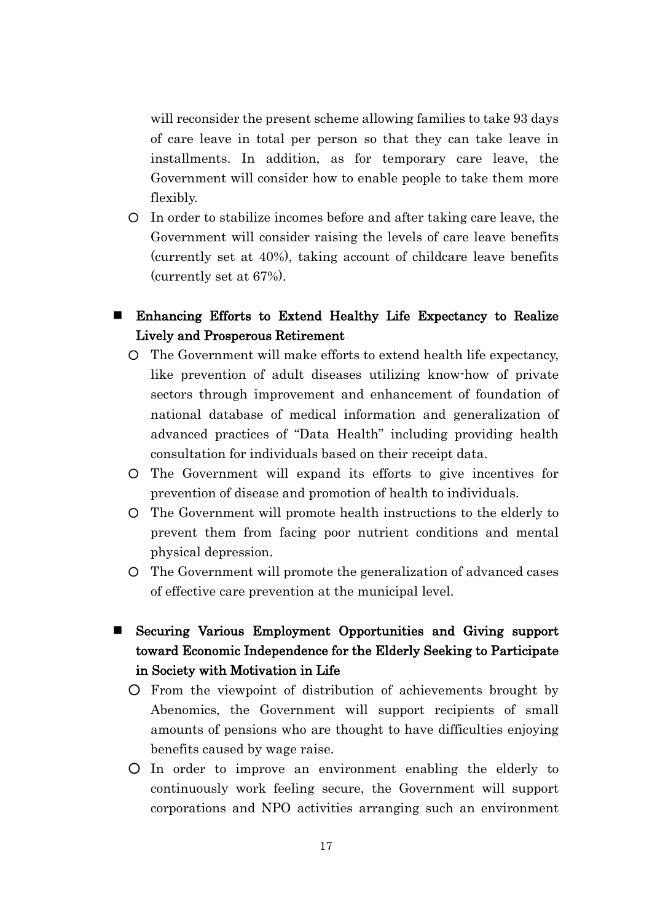will reconsider the present scheme allowing families to take 93 days of care leave in total per person so that they can take leave in installments. In addition, as for temporary care leave, the Government will consider how to enable people to take them more flexibly.

- In order to stabilize incomes before and after taking care leave, the Government will consider raising the levels of care leave benefits (currently set at 40%), taking account of childcare leave benefits (currently set at 67%).

## ■ Enhancing Efforts to Extend Healthy Life Expectancy to Realize Lively and Prosperous Retirement

- The Government will make efforts to extend health life expectancy, like prevention of adult diseases utilizing know-how of private sectors through improvement and enhancement of foundation of national database of medical information and generalization of advanced practices of "Data Health" including providing health consultation for individuals based on their receipt data.
- The Government will expand its efforts to give incentives for prevention of disease and promotion of health to individuals.
- The Government will promote health instructions to the elderly to prevent them from facing poor nutrient conditions and mental physical depression.
- The Government will promote the generalization of advanced cases of effective care prevention at the municipal level.

## ■ Securing Various Employment Opportunities and Giving support toward Economic Independence for the Elderly Seeking to Participate in Society with Motivation in Life

- From the viewpoint of distribution of achievements brought by Abenomics, the Government will support recipients of small amounts of pensions who are thought to have difficulties enjoying benefits caused by wage raise.
- In order to improve an environment enabling the elderly to continuously work feeling secure, the Government will support corporations and NPO activities arranging such an environment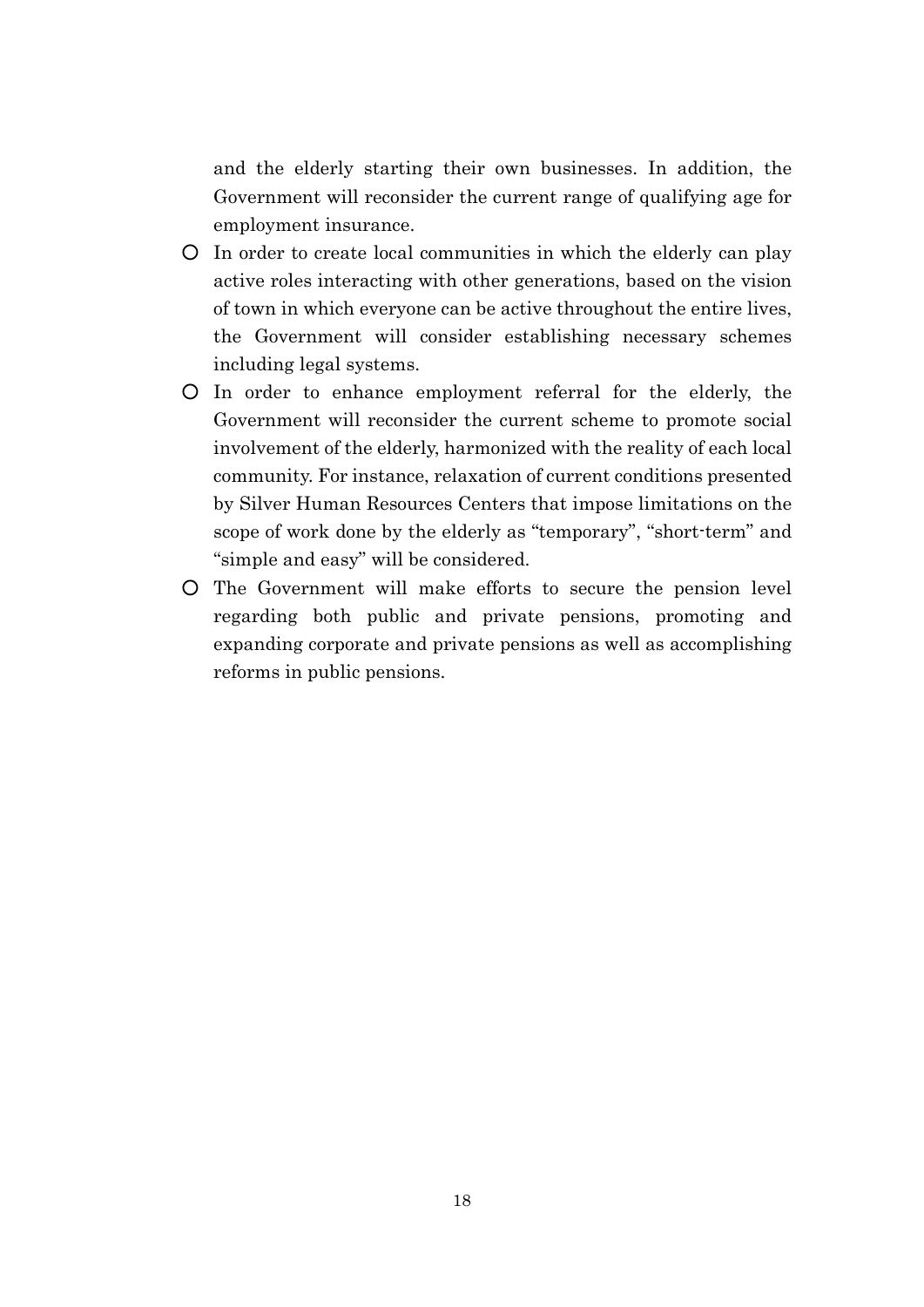and the elderly starting their own businesses. In addition, the Government will reconsider the current range of qualifying age for employment insurance.

- ○ In order to create local communities in which the elderly can play active roles interacting with other generations, based on the vision of town in which everyone can be active throughout the entire lives, the Government will consider establishing necessary schemes including legal systems.
- ○ In order to enhance employment referral for the elderly, the Government will reconsider the current scheme to promote social involvement of the elderly, harmonized with the reality of each local community. For instance, relaxation of current conditions presented by Silver Human Resources Centers that impose limitations on the scope of work done by the elderly as "temporary", "short-term" and "simple and easy" will be considered.
- ○ The Government will make efforts to secure the pension level regarding both public and private pensions, promoting and expanding corporate and private pensions as well as accomplishing reforms in public pensions.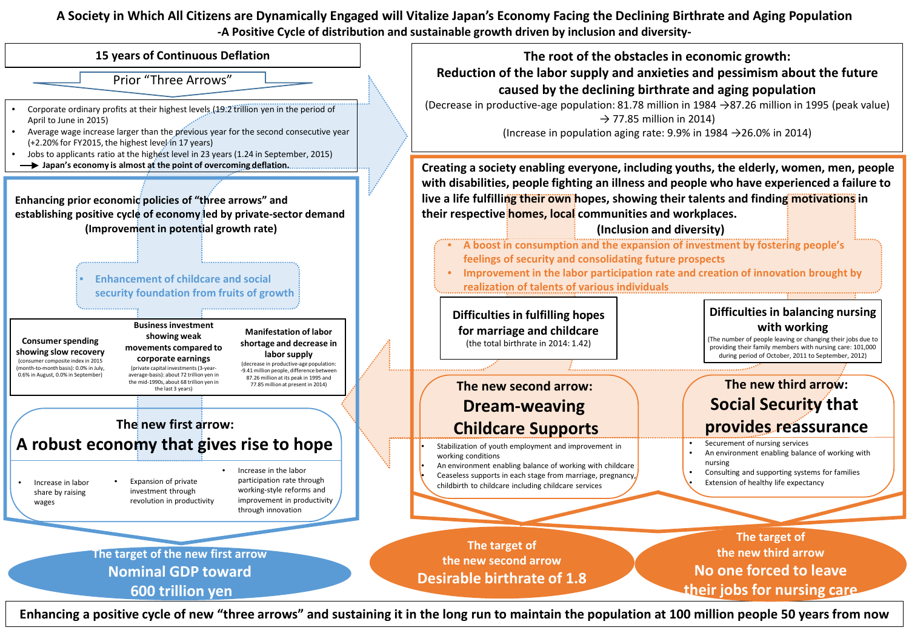# A Society in Which All Citizens are Dynamically Engaged will Vitalize Japan's Economy Facing the Declining Birthrate and Aging Population

## -A Positive Cycle of distribution and sustainable growth driven by inclusion and diversity-

**15 years of Continuous Deflation**

Prior "Three Arrows"

- Corporate ordinary profits at their highest levels (19.2 trillion yen in the period of April to June in 2015)
- Average wage increase larger than the previous year for the second consecutive year (+2.20% for FY2015, the highest level in 17 years)
- Jobs to applicants ratio at the highest level in 23 years (1.24 in September, 2015)

→ **Japan's economy is almost at the point of overcoming deflation.**

**The root of the obstacles in economic growth: Reduction of the labor supply and anxieties and pessimism about the future caused by the declining birthrate and aging population**

(Decrease in productive-age population: 81.78 million in 1984 →87.26 million in 1995 (peak value) → 77.85 million in 2014)

(Increase in population aging rate: 9.9% in 1984 →26.0% in 2014)

**Enhancing prior economic policies of "three arrows" and establishing positive cycle of economy led by private-sector demand (Improvement in potential growth rate)**

- Enhancement of childcare and social security foundation from fruits of growth

| **Consumer spending showing slow recovery** (consumer composite index in 2015 (month-to-month basis): 0.0% in July, 0.6% in August, 0.0% in September) | **Business investment showing weak movements compared to corporate earnings** (private capital investments (3-year-average-basis): about 72 trillion yen in the mid-1990s, about 68 trillion yen in the last 3 years) | **Manifestation of labor shortage and decrease in labor supply** (decrease in productive-age population: -9.41 million people, difference between 87.26 million at its peak in 1995 and 77.85 million at present in 2014) |
|---|---|---|

**The new first arrow: A robust economy that gives rise to hope**

- Increase in labor share by raising wages
- Expansion of private investment through revolution in productivity
- Increase in the labor participation rate through working-style reforms and improvement in productivity through innovation

**The target of the new first arrow: Nominal GDP toward 600 trillion yen**

**Creating a society enabling everyone, including youths, the elderly, women, men, people with disabilities, people fighting an illness and people who have experienced a failure to live a life fulfilling their own hopes, showing their talents and finding motivations in their respective homes, local communities and workplaces. (Inclusion and diversity)**

- A boost in consumption and the expansion of investment by fostering people's feelings of security and consolidating future prospects
- Improvement in the labor participation rate and creation of innovation brought by realization of talents of various individuals

**Difficulties in fulfilling hopes for marriage and childcare**
(the total birthrate in 2014: 1.42)

**Difficulties in balancing nursing with working**
(The number of people leaving or changing their jobs due to providing their family members with nursing care: 101,000 during period of October, 2011 to September, 2012)

**The new second arrow: Dream-weaving Childcare Supports**

- Stabilization of youth employment and improvement in working conditions
- An environment enabling balance of working with childcare
- Ceaseless supports in each stage from marriage, pregnancy, childbirth to childcare including childcare services

**The new third arrow: Social Security that provides reassurance**

- Securement of nursing services
- An environment enabling balance of working with nursing
- Consulting and supporting systems for families
- Extension of healthy life expectancy

**The target of the new second arrow: Desirable birthrate of 1.8**

**The target of the new third arrow: No one forced to leave their jobs for nursing care**

**Enhancing a positive cycle of new "three arrows" and sustaining it in the long run to maintain the population at 100 million people 50 years from now**